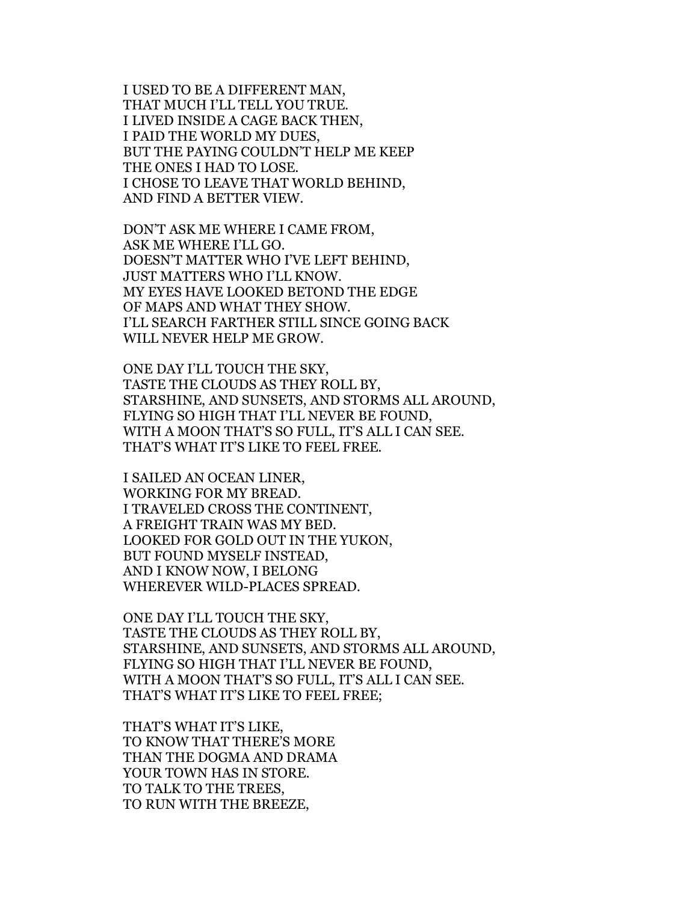I USED TO BE A DIFFERENT MAN,
THAT MUCH I'LL TELL YOU TRUE.
I LIVED INSIDE A CAGE BACK THEN,
I PAID THE WORLD MY DUES,
BUT THE PAYING COULDN'T HELP ME KEEP
THE ONES I HAD TO LOSE.
I CHOSE TO LEAVE THAT WORLD BEHIND,
AND FIND A BETTER VIEW.

DON'T ASK ME WHERE I CAME FROM,
ASK ME WHERE I'LL GO.
DOESN'T MATTER WHO I'VE LEFT BEHIND,
JUST MATTERS WHO I'LL KNOW.
MY EYES HAVE LOOKED BETOND THE EDGE
OF MAPS AND WHAT THEY SHOW.
I'LL SEARCH FARTHER STILL SINCE GOING BACK
WILL NEVER HELP ME GROW.

ONE DAY I'LL TOUCH THE SKY,
TASTE THE CLOUDS AS THEY ROLL BY,
STARSHINE, AND SUNSETS, AND STORMS ALL AROUND,
FLYING SO HIGH THAT I'LL NEVER BE FOUND,
WITH A MOON THAT'S SO FULL, IT'S ALL I CAN SEE.
THAT'S WHAT IT'S LIKE TO FEEL FREE.

I SAILED AN OCEAN LINER,
WORKING FOR MY BREAD.
I TRAVELED CROSS THE CONTINENT,
A FREIGHT TRAIN WAS MY BED.
LOOKED FOR GOLD OUT IN THE YUKON,
BUT FOUND MYSELF INSTEAD,
AND I KNOW NOW, I BELONG
WHEREVER WILD-PLACES SPREAD.

ONE DAY I'LL TOUCH THE SKY,
TASTE THE CLOUDS AS THEY ROLL BY,
STARSHINE, AND SUNSETS, AND STORMS ALL AROUND,
FLYING SO HIGH THAT I'LL NEVER BE FOUND,
WITH A MOON THAT'S SO FULL, IT'S ALL I CAN SEE.
THAT'S WHAT IT'S LIKE TO FEEL FREE;

THAT'S WHAT IT'S LIKE,
TO KNOW THAT THERE'S MORE
THAN THE DOGMA AND DRAMA
YOUR TOWN HAS IN STORE.
TO TALK TO THE TREES,
TO RUN WITH THE BREEZE,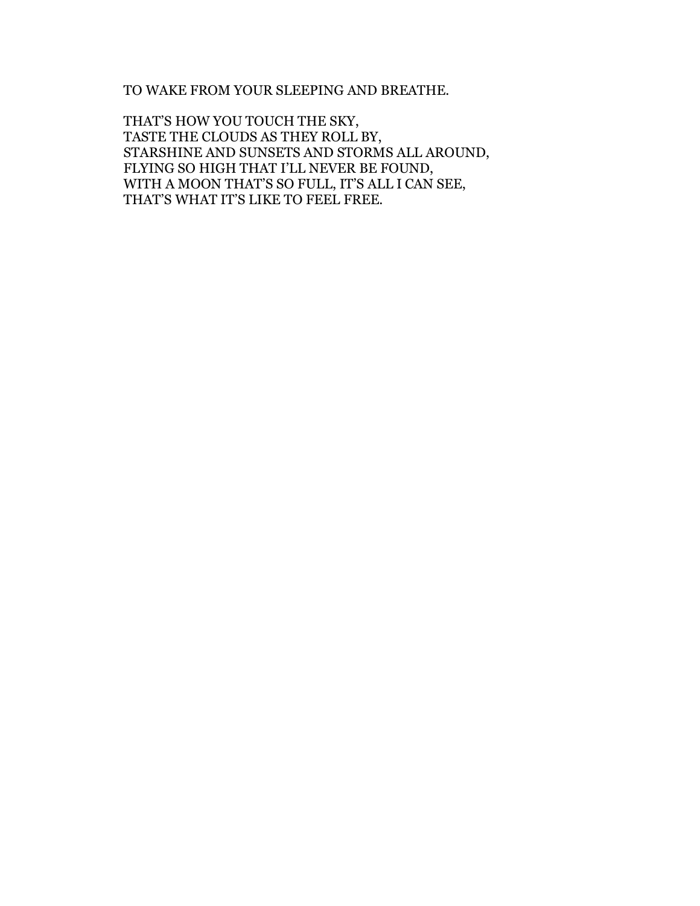TO WAKE FROM YOUR SLEEPING AND BREATHE.

THAT'S HOW YOU TOUCH THE SKY,
TASTE THE CLOUDS AS THEY ROLL BY,
STARSHINE AND SUNSETS AND STORMS ALL AROUND,
FLYING SO HIGH THAT I'LL NEVER BE FOUND,
WITH A MOON THAT'S SO FULL, IT'S ALL I CAN SEE,
THAT'S WHAT IT'S LIKE TO FEEL FREE.